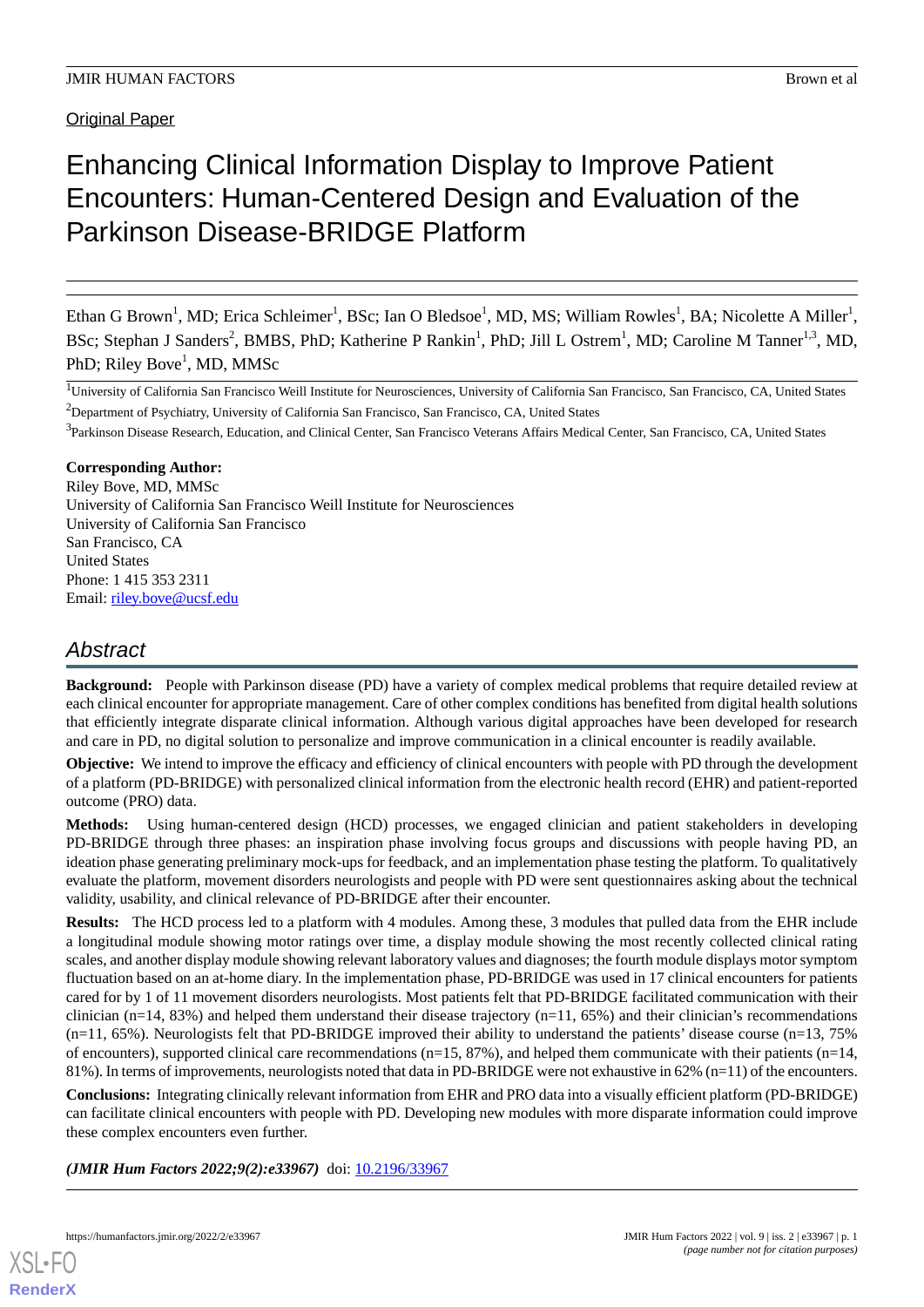Original Paper

# Enhancing Clinical Information Display to Improve Patient Encounters: Human-Centered Design and Evaluation of the Parkinson Disease-BRIDGE Platform

Ethan G Brown[1], MD; Erica Schleimer[1], BSc; Ian O Bledsoe[1], MD, MS; William Rowles[1], BA; Nicolette A Miller[1], BSc; Stephan J Sanders[2], BMBS, PhD; Katherine P Rankin[1], PhD; Jill L Ostrem[1], MD; Caroline M Tanner[1,3], MD, PhD; Riley Bove[1], MD, MMSc

[1]University of California San Francisco Weill Institute for Neurosciences, University of California San Francisco, San Francisco, CA, United States

[2]Department of Psychiatry, University of California San Francisco, San Francisco, CA, United States

[3]Parkinson Disease Research, Education, and Clinical Center, San Francisco Veterans Affairs Medical Center, San Francisco, CA, United States

**Corresponding Author:**
Riley Bove, MD, MMSc
University of California San Francisco Weill Institute for Neurosciences
University of California San Francisco
San Francisco, CA
United States
Phone: 1 415 353 2311
Email: riley.bove@ucsf.edu

## Abstract

**Background:** People with Parkinson disease (PD) have a variety of complex medical problems that require detailed review at each clinical encounter for appropriate management. Care of other complex conditions has benefited from digital health solutions that efficiently integrate disparate clinical information. Although various digital approaches have been developed for research and care in PD, no digital solution to personalize and improve communication in a clinical encounter is readily available.

**Objective:** We intend to improve the efficacy and efficiency of clinical encounters with people with PD through the development of a platform (PD-BRIDGE) with personalized clinical information from the electronic health record (EHR) and patient-reported outcome (PRO) data.

**Methods:** Using human-centered design (HCD) processes, we engaged clinician and patient stakeholders in developing PD-BRIDGE through three phases: an inspiration phase involving focus groups and discussions with people having PD, an ideation phase generating preliminary mock-ups for feedback, and an implementation phase testing the platform. To qualitatively evaluate the platform, movement disorders neurologists and people with PD were sent questionnaires asking about the technical validity, usability, and clinical relevance of PD-BRIDGE after their encounter.

**Results:** The HCD process led to a platform with 4 modules. Among these, 3 modules that pulled data from the EHR include a longitudinal module showing motor ratings over time, a display module showing the most recently collected clinical rating scales, and another display module showing relevant laboratory values and diagnoses; the fourth module displays motor symptom fluctuation based on an at-home diary. In the implementation phase, PD-BRIDGE was used in 17 clinical encounters for patients cared for by 1 of 11 movement disorders neurologists. Most patients felt that PD-BRIDGE facilitated communication with their clinician (n=14, 83%) and helped them understand their disease trajectory (n=11, 65%) and their clinician's recommendations (n=11, 65%). Neurologists felt that PD-BRIDGE improved their ability to understand the patients' disease course (n=13, 75% of encounters), supported clinical care recommendations (n=15, 87%), and helped them communicate with their patients (n=14, 81%). In terms of improvements, neurologists noted that data in PD-BRIDGE were not exhaustive in 62% (n=11) of the encounters.

**Conclusions:** Integrating clinically relevant information from EHR and PRO data into a visually efficient platform (PD-BRIDGE) can facilitate clinical encounters with people with PD. Developing new modules with more disparate information could improve these complex encounters even further.

***(JMIR Hum Factors 2022;9(2):e33967)*** doi: 10.2196/33967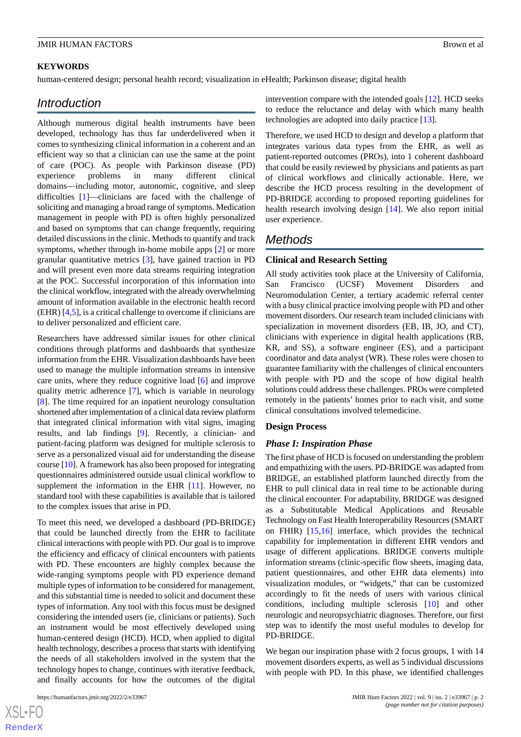**KEYWORDS**

human-centered design; personal health record; visualization in eHealth; Parkinson disease; digital health

## Introduction

Although numerous digital health instruments have been developed, technology has thus far underdelivered when it comes to synthesizing clinical information in a coherent and an efficient way so that a clinician can use the same at the point of care (POC). As people with Parkinson disease (PD) experience problems in many different clinical domains—including motor, autonomic, cognitive, and sleep difficulties [1]—clinicians are faced with the challenge of soliciting and managing a broad range of symptoms. Medication management in people with PD is often highly personalized and based on symptoms that can change frequently, requiring detailed discussions in the clinic. Methods to quantify and track symptoms, whether through in-home mobile apps [2] or more granular quantitative metrics [3], have gained traction in PD and will present even more data streams requiring integration at the POC. Successful incorporation of this information into the clinical workflow, integrated with the already overwhelming amount of information available in the electronic health record (EHR) [4,5], is a critical challenge to overcome if clinicians are to deliver personalized and efficient care.

Researchers have addressed similar issues for other clinical conditions through platforms and dashboards that synthesize information from the EHR. Visualization dashboards have been used to manage the multiple information streams in intensive care units, where they reduce cognitive load [6] and improve quality metric adherence [7], which is variable in neurology [8]. The time required for an inpatient neurology consultation shortened after implementation of a clinical data review platform that integrated clinical information with vital signs, imaging results, and lab findings [9]. Recently, a clinician- and patient-facing platform was designed for multiple sclerosis to serve as a personalized visual aid for understanding the disease course [10]. A framework has also been proposed for integrating questionnaires administered outside usual clinical workflow to supplement the information in the EHR [11]. However, no standard tool with these capabilities is available that is tailored to the complex issues that arise in PD.

To meet this need, we developed a dashboard (PD-BRIDGE) that could be launched directly from the EHR to facilitate clinical interactions with people with PD. Our goal is to improve the efficiency and efficacy of clinical encounters with patients with PD. These encounters are highly complex because the wide-ranging symptoms people with PD experience demand multiple types of information to be considered for management, and this substantial time is needed to solicit and document these types of information. Any tool with this focus must be designed considering the intended users (ie, clinicians or patients). Such an instrument would be most effectively developed using human-centered design (HCD). HCD, when applied to digital health technology, describes a process that starts with identifying the needs of all stakeholders involved in the system that the technology hopes to change, continues with iterative feedback, and finally accounts for how the outcomes of the digital intervention compare with the intended goals [12]. HCD seeks to reduce the reluctance and delay with which many health technologies are adopted into daily practice [13].

Therefore, we used HCD to design and develop a platform that integrates various data types from the EHR, as well as patient-reported outcomes (PROs), into 1 coherent dashboard that could be easily reviewed by physicians and patients as part of clinical workflows and clinically actionable. Here, we describe the HCD process resulting in the development of PD-BRIDGE according to proposed reporting guidelines for health research involving design [14]. We also report initial user experience.

## Methods

### Clinical and Research Setting

All study activities took place at the University of California, San Francisco (UCSF) Movement Disorders and Neuromodulation Center, a tertiary academic referral center with a busy clinical practice involving people with PD and other movement disorders. Our research team included clinicians with specialization in movement disorders (EB, IB, JO, and CT), clinicians with experience in digital health applications (RB, KR, and SS), a software engineer (ES), and a participant coordinator and data analyst (WR). These roles were chosen to guarantee familiarity with the challenges of clinical encounters with people with PD and the scope of how digital health solutions could address these challenges. PROs were completed remotely in the patients' homes prior to each visit, and some clinical consultations involved telemedicine.

### Design Process

#### *Phase I: Inspiration Phase*

The first phase of HCD is focused on understanding the problem and empathizing with the users. PD-BRIDGE was adapted from BRIDGE, an established platform launched directly from the EHR to pull clinical data in real time to be actionable during the clinical encounter. For adaptability, BRIDGE was designed as a Substitutable Medical Applications and Reusable Technology on Fast Health Interoperability Resources (SMART on FHIR) [15,16] interface, which provides the technical capability for implementation in different EHR vendors and usage of different applications. BRIDGE converts multiple information streams (clinic-specific flow sheets, imaging data, patient questionnaires, and other EHR data elements) into visualization modules, or "widgets," that can be customized accordingly to fit the needs of users with various clinical conditions, including multiple sclerosis [10] and other neurologic and neuropsychiatric diagnoses. Therefore, our first step was to identify the most useful modules to develop for PD-BRIDGE.

We began our inspiration phase with 2 focus groups, 1 with 14 movement disorders experts, as well as 5 individual discussions with people with PD. In this phase, we identified challenges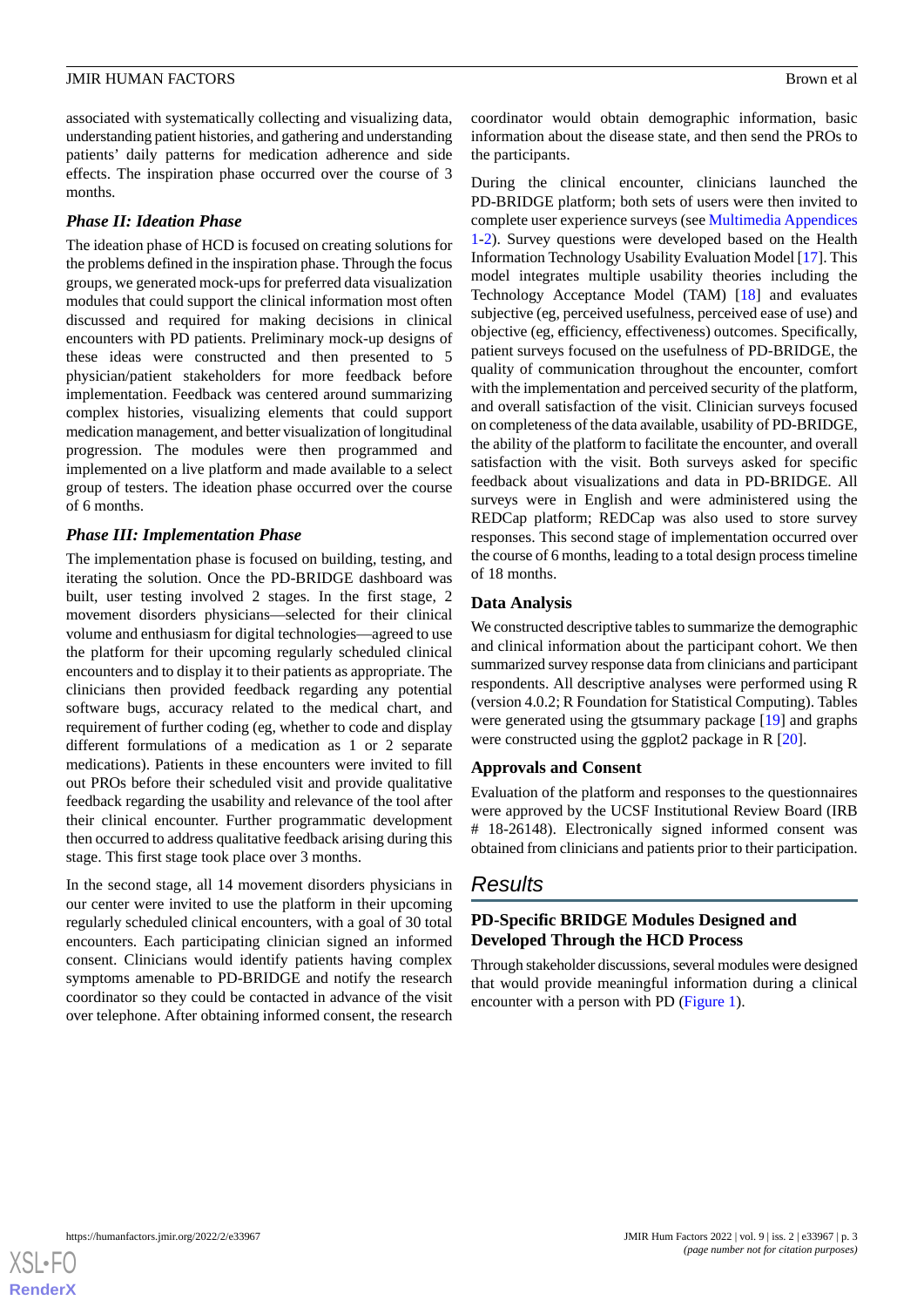associated with systematically collecting and visualizing data, understanding patient histories, and gathering and understanding patients' daily patterns for medication adherence and side effects. The inspiration phase occurred over the course of 3 months.

### *Phase II: Ideation Phase*

The ideation phase of HCD is focused on creating solutions for the problems defined in the inspiration phase. Through the focus groups, we generated mock-ups for preferred data visualization modules that could support the clinical information most often discussed and required for making decisions in clinical encounters with PD patients. Preliminary mock-up designs of these ideas were constructed and then presented to 5 physician/patient stakeholders for more feedback before implementation. Feedback was centered around summarizing complex histories, visualizing elements that could support medication management, and better visualization of longitudinal progression. The modules were then programmed and implemented on a live platform and made available to a select group of testers. The ideation phase occurred over the course of 6 months.

### *Phase III: Implementation Phase*

The implementation phase is focused on building, testing, and iterating the solution. Once the PD-BRIDGE dashboard was built, user testing involved 2 stages. In the first stage, 2 movement disorders physicians—selected for their clinical volume and enthusiasm for digital technologies—agreed to use the platform for their upcoming regularly scheduled clinical encounters and to display it to their patients as appropriate. The clinicians then provided feedback regarding any potential software bugs, accuracy related to the medical chart, and requirement of further coding (eg, whether to code and display different formulations of a medication as 1 or 2 separate medications). Patients in these encounters were invited to fill out PROs before their scheduled visit and provide qualitative feedback regarding the usability and relevance of the tool after their clinical encounter. Further programmatic development then occurred to address qualitative feedback arising during this stage. This first stage took place over 3 months.

In the second stage, all 14 movement disorders physicians in our center were invited to use the platform in their upcoming regularly scheduled clinical encounters, with a goal of 30 total encounters. Each participating clinician signed an informed consent. Clinicians would identify patients having complex symptoms amenable to PD-BRIDGE and notify the research coordinator so they could be contacted in advance of the visit over telephone. After obtaining informed consent, the research coordinator would obtain demographic information, basic information about the disease state, and then send the PROs to the participants.

During the clinical encounter, clinicians launched the PD-BRIDGE platform; both sets of users were then invited to complete user experience surveys (see Multimedia Appendices 1-2). Survey questions were developed based on the Health Information Technology Usability Evaluation Model [17]. This model integrates multiple usability theories including the Technology Acceptance Model (TAM) [18] and evaluates subjective (eg, perceived usefulness, perceived ease of use) and objective (eg, efficiency, effectiveness) outcomes. Specifically, patient surveys focused on the usefulness of PD-BRIDGE, the quality of communication throughout the encounter, comfort with the implementation and perceived security of the platform, and overall satisfaction of the visit. Clinician surveys focused on completeness of the data available, usability of PD-BRIDGE, the ability of the platform to facilitate the encounter, and overall satisfaction with the visit. Both surveys asked for specific feedback about visualizations and data in PD-BRIDGE. All surveys were in English and were administered using the REDCap platform; REDCap was also used to store survey responses. This second stage of implementation occurred over the course of 6 months, leading to a total design process timeline of 18 months.

### Data Analysis

We constructed descriptive tables to summarize the demographic and clinical information about the participant cohort. We then summarized survey response data from clinicians and participant respondents. All descriptive analyses were performed using R (version 4.0.2; R Foundation for Statistical Computing). Tables were generated using the gtsummary package [19] and graphs were constructed using the ggplot2 package in R [20].

### Approvals and Consent

Evaluation of the platform and responses to the questionnaires were approved by the UCSF Institutional Review Board (IRB # 18-26148). Electronically signed informed consent was obtained from clinicians and patients prior to their participation.

## Results

### PD-Specific BRIDGE Modules Designed and Developed Through the HCD Process

Through stakeholder discussions, several modules were designed that would provide meaningful information during a clinical encounter with a person with PD (Figure 1).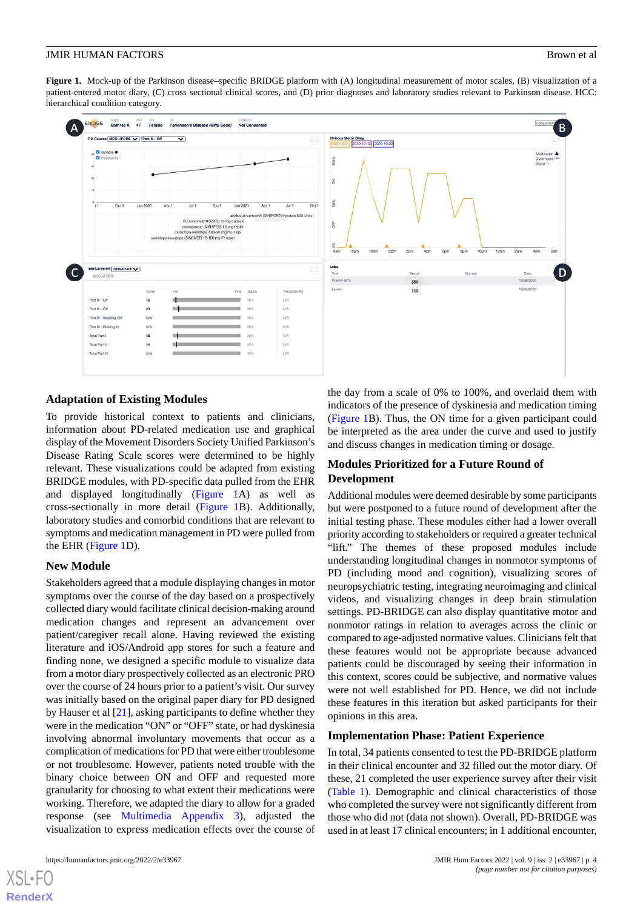**Figure 1.** Mock-up of the Parkinson disease–specific BRIDGE platform with (A) longitudinal measurement of motor scales, (B) visualization of a patient-entered motor diary, (C) cross sectional clinical scores, and (D) prior diagnoses and laboratory studies relevant to Parkinson disease. HCC: hierarchical condition category.

## Adaptation of Existing Modules

To provide historical context to patients and clinicians, information about PD-related medication use and graphical display of the Movement Disorders Society Unified Parkinson's Disease Rating Scale scores were determined to be highly relevant. These visualizations could be adapted from existing BRIDGE modules, with PD-specific data pulled from the EHR and displayed longitudinally (Figure 1A) as well as cross-sectionally in more detail (Figure 1B). Additionally, laboratory studies and comorbid conditions that are relevant to symptoms and medication management in PD were pulled from the EHR (Figure 1D).

## New Module

Stakeholders agreed that a module displaying changes in motor symptoms over the course of the day based on a prospectively collected diary would facilitate clinical decision-making around medication changes and represent an advancement over patient/caregiver recall alone. Having reviewed the existing literature and iOS/Android app stores for such a feature and finding none, we designed a specific module to visualize data from a motor diary prospectively collected as an electronic PRO over the course of 24 hours prior to a patient's visit. Our survey was initially based on the original paper diary for PD designed by Hauser et al [21], asking participants to define whether they were in the medication "ON" or "OFF" state, or had dyskinesia involving abnormal involuntary movements that occur as a complication of medications for PD that were either troublesome or not troublesome. However, patients noted trouble with the binary choice between ON and OFF and requested more granularity for choosing to what extent their medications were working. Therefore, we adapted the diary to allow for a graded response (see Multimedia Appendix 3), adjusted the visualization to express medication effects over the course of the day from a scale of 0% to 100%, and overlaid them with indicators of the presence of dyskinesia and medication timing (Figure 1B). Thus, the ON time for a given participant could be interpreted as the area under the curve and used to justify and discuss changes in medication timing or dosage.

## Modules Prioritized for a Future Round of Development

Additional modules were deemed desirable by some participants but were postponed to a future round of development after the initial testing phase. These modules either had a lower overall priority according to stakeholders or required a greater technical "lift." The themes of these proposed modules include understanding longitudinal changes in nonmotor symptoms of PD (including mood and cognition), visualizing scores of neuropsychiatric testing, integrating neuroimaging and clinical videos, and visualizing changes in deep brain stimulation settings. PD-BRIDGE can also display quantitative motor and nonmotor ratings in relation to averages across the clinic or compared to age-adjusted normative values. Clinicians felt that these features would not be appropriate because advanced patients could be discouraged by seeing their information in this context, scores could be subjective, and normative values were not well established for PD. Hence, we did not include these features in this iteration but asked participants for their opinions in this area.

## Implementation Phase: Patient Experience

In total, 34 patients consented to test the PD-BRIDGE platform in their clinical encounter and 32 filled out the motor diary. Of these, 21 completed the user experience survey after their visit (Table 1). Demographic and clinical characteristics of those who completed the survey were not significantly different from those who did not (data not shown). Overall, PD-BRIDGE was used in at least 17 clinical encounters; in 1 additional encounter,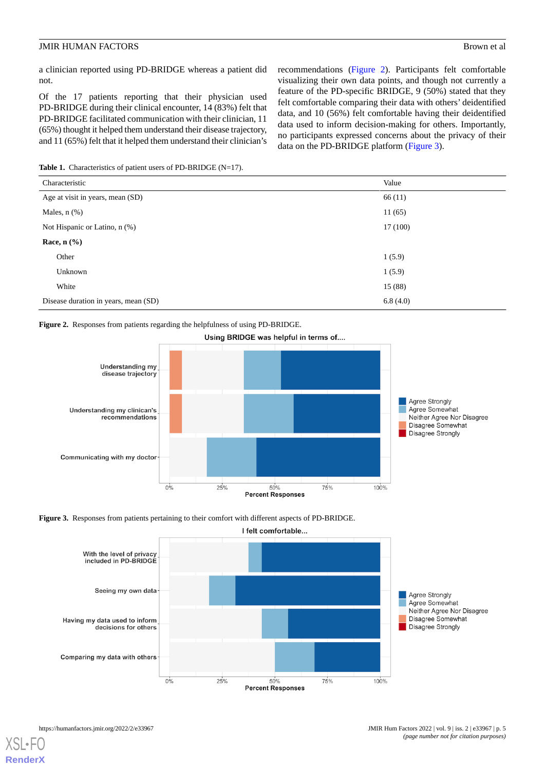a clinician reported using PD-BRIDGE whereas a patient did not.

Of the 17 patients reporting that their physician used PD-BRIDGE during their clinical encounter, 14 (83%) felt that PD-BRIDGE facilitated communication with their clinician, 11 (65%) thought it helped them understand their disease trajectory, and 11 (65%) felt that it helped them understand their clinician's recommendations (Figure 2). Participants felt comfortable visualizing their own data points, and though not currently a feature of the PD-specific BRIDGE, 9 (50%) stated that they felt comfortable comparing their data with others' deidentified data, and 10 (56%) felt comfortable having their deidentified data used to inform decision-making for others. Importantly, no participants expressed concerns about the privacy of their data on the PD-BRIDGE platform (Figure 3).

**Table 1.** Characteristics of patient users of PD-BRIDGE (N=17).

| Characteristic | Value |
|---|---|
| Age at visit in years, mean (SD) | 66 (11) |
| Males, n (%) | 11 (65) |
| Not Hispanic or Latino, n (%) | 17 (100) |
| **Race, n (%)** | |
| Other | 1 (5.9) |
| Unknown | 1 (5.9) |
| White | 15 (88) |
| Disease duration in years, mean (SD) | 6.8 (4.0) |

**Figure 2.** Responses from patients regarding the helpfulness of using PD-BRIDGE.

**Figure 3.** Responses from patients pertaining to their comfort with different aspects of PD-BRIDGE.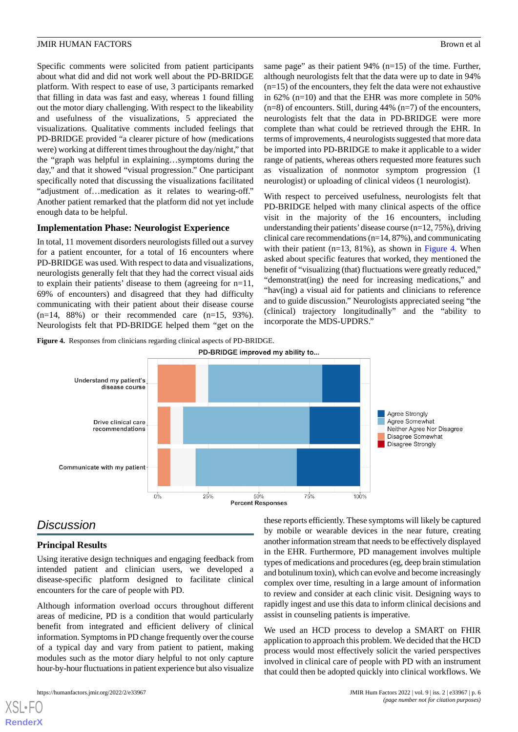Specific comments were solicited from patient participants about what did and did not work well about the PD-BRIDGE platform. With respect to ease of use, 3 participants remarked that filling in data was fast and easy, whereas 1 found filling out the motor diary challenging. With respect to the likeability and usefulness of the visualizations, 5 appreciated the visualizations. Qualitative comments included feelings that PD-BRIDGE provided "a clearer picture of how (medications were) working at different times throughout the day/night," that the "graph was helpful in explaining…symptoms during the day," and that it showed "visual progression." One participant specifically noted that discussing the visualizations facilitated "adjustment of…medication as it relates to wearing-off." Another patient remarked that the platform did not yet include enough data to be helpful.

### Implementation Phase: Neurologist Experience

In total, 11 movement disorders neurologists filled out a survey for a patient encounter, for a total of 16 encounters where PD-BRIDGE was used. With respect to data and visualizations, neurologists generally felt that they had the correct visual aids to explain their patients' disease to them (agreeing for n=11, 69% of encounters) and disagreed that they had difficulty communicating with their patient about their disease course (n=14, 88%) or their recommended care (n=15, 93%). Neurologists felt that PD-BRIDGE helped them "get on the same page" as their patient 94% (n=15) of the time. Further, although neurologists felt that the data were up to date in 94% (n=15) of the encounters, they felt the data were not exhaustive in 62% (n=10) and that the EHR was more complete in 50% (n=8) of encounters. Still, during 44% (n=7) of the encounters, neurologists felt that the data in PD-BRIDGE were more complete than what could be retrieved through the EHR. In terms of improvements, 4 neurologists suggested that more data be imported into PD-BRIDGE to make it applicable to a wider range of patients, whereas others requested more features such as visualization of nonmotor symptom progression (1 neurologist) or uploading of clinical videos (1 neurologist).

With respect to perceived usefulness, neurologists felt that PD-BRIDGE helped with many clinical aspects of the office visit in the majority of the 16 encounters, including understanding their patients' disease course (n=12, 75%), driving clinical care recommendations (n=14, 87%), and communicating with their patient (n=13, 81%), as shown in Figure 4. When asked about specific features that worked, they mentioned the benefit of "visualizing (that) fluctuations were greatly reduced," "demonstrat(ing) the need for increasing medications," and "hav(ing) a visual aid for patients and clinicians to reference and to guide discussion." Neurologists appreciated seeing "the (clinical) trajectory longitudinally" and the "ability to incorporate the MDS-UPDRS."

**Figure 4.** Responses from clinicians regarding clinical aspects of PD-BRIDGE.

## Discussion

### Principal Results

Using iterative design techniques and engaging feedback from intended patient and clinician users, we developed a disease-specific platform designed to facilitate clinical encounters for the care of people with PD.

Although information overload occurs throughout different areas of medicine, PD is a condition that would particularly benefit from integrated and efficient delivery of clinical information. Symptoms in PD change frequently over the course of a typical day and vary from patient to patient, making modules such as the motor diary helpful to not only capture hour-by-hour fluctuations in patient experience but also visualize these reports efficiently. These symptoms will likely be captured by mobile or wearable devices in the near future, creating another information stream that needs to be effectively displayed in the EHR. Furthermore, PD management involves multiple types of medications and procedures (eg, deep brain stimulation and botulinum toxin), which can evolve and become increasingly complex over time, resulting in a large amount of information to review and consider at each clinic visit. Designing ways to rapidly ingest and use this data to inform clinical decisions and assist in counseling patients is imperative.

We used an HCD process to develop a SMART on FHIR application to approach this problem. We decided that the HCD process would most effectively solicit the varied perspectives involved in clinical care of people with PD with an instrument that could then be adopted quickly into clinical workflows. We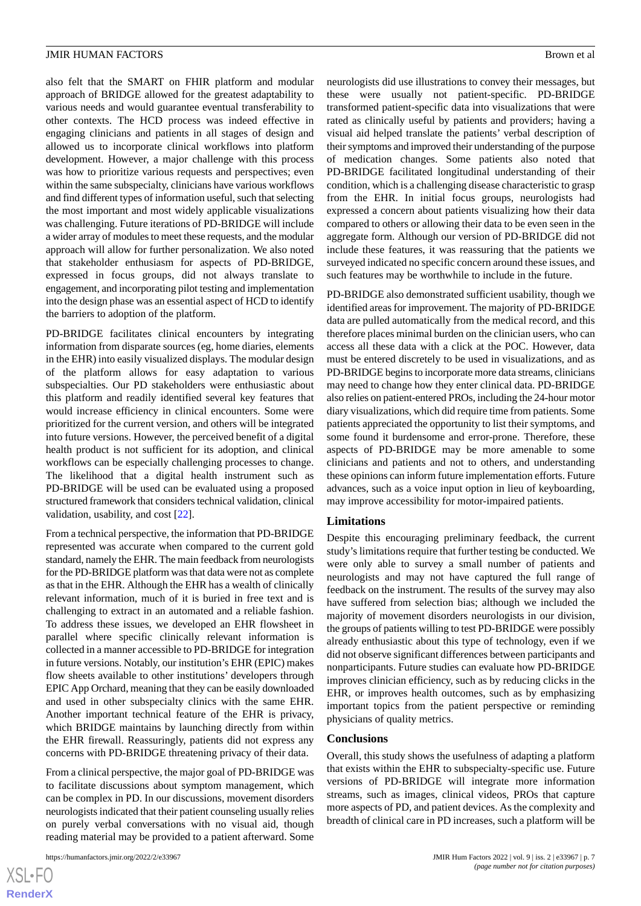also felt that the SMART on FHIR platform and modular approach of BRIDGE allowed for the greatest adaptability to various needs and would guarantee eventual transferability to other contexts. The HCD process was indeed effective in engaging clinicians and patients in all stages of design and allowed us to incorporate clinical workflows into platform development. However, a major challenge with this process was how to prioritize various requests and perspectives; even within the same subspecialty, clinicians have various workflows and find different types of information useful, such that selecting the most important and most widely applicable visualizations was challenging. Future iterations of PD-BRIDGE will include a wider array of modules to meet these requests, and the modular approach will allow for further personalization. We also noted that stakeholder enthusiasm for aspects of PD-BRIDGE, expressed in focus groups, did not always translate to engagement, and incorporating pilot testing and implementation into the design phase was an essential aspect of HCD to identify the barriers to adoption of the platform.

PD-BRIDGE facilitates clinical encounters by integrating information from disparate sources (eg, home diaries, elements in the EHR) into easily visualized displays. The modular design of the platform allows for easy adaptation to various subspecialties. Our PD stakeholders were enthusiastic about this platform and readily identified several key features that would increase efficiency in clinical encounters. Some were prioritized for the current version, and others will be integrated into future versions. However, the perceived benefit of a digital health product is not sufficient for its adoption, and clinical workflows can be especially challenging processes to change. The likelihood that a digital health instrument such as PD-BRIDGE will be used can be evaluated using a proposed structured framework that considers technical validation, clinical validation, usability, and cost [22].

From a technical perspective, the information that PD-BRIDGE represented was accurate when compared to the current gold standard, namely the EHR. The main feedback from neurologists for the PD-BRIDGE platform was that data were not as complete as that in the EHR. Although the EHR has a wealth of clinically relevant information, much of it is buried in free text and is challenging to extract in an automated and a reliable fashion. To address these issues, we developed an EHR flowsheet in parallel where specific clinically relevant information is collected in a manner accessible to PD-BRIDGE for integration in future versions. Notably, our institution's EHR (EPIC) makes flow sheets available to other institutions' developers through EPIC App Orchard, meaning that they can be easily downloaded and used in other subspecialty clinics with the same EHR. Another important technical feature of the EHR is privacy, which BRIDGE maintains by launching directly from within the EHR firewall. Reassuringly, patients did not express any concerns with PD-BRIDGE threatening privacy of their data.

From a clinical perspective, the major goal of PD-BRIDGE was to facilitate discussions about symptom management, which can be complex in PD. In our discussions, movement disorders neurologists indicated that their patient counseling usually relies on purely verbal conversations with no visual aid, though reading material may be provided to a patient afterward. Some neurologists did use illustrations to convey their messages, but these were usually not patient-specific. PD-BRIDGE transformed patient-specific data into visualizations that were rated as clinically useful by patients and providers; having a visual aid helped translate the patients' verbal description of their symptoms and improved their understanding of the purpose of medication changes. Some patients also noted that PD-BRIDGE facilitated longitudinal understanding of their condition, which is a challenging disease characteristic to grasp from the EHR. In initial focus groups, neurologists had expressed a concern about patients visualizing how their data compared to others or allowing their data to be even seen in the aggregate form. Although our version of PD-BRIDGE did not include these features, it was reassuring that the patients we surveyed indicated no specific concern around these issues, and such features may be worthwhile to include in the future.

PD-BRIDGE also demonstrated sufficient usability, though we identified areas for improvement. The majority of PD-BRIDGE data are pulled automatically from the medical record, and this therefore places minimal burden on the clinician users, who can access all these data with a click at the POC. However, data must be entered discretely to be used in visualizations, and as PD-BRIDGE begins to incorporate more data streams, clinicians may need to change how they enter clinical data. PD-BRIDGE also relies on patient-entered PROs, including the 24-hour motor diary visualizations, which did require time from patients. Some patients appreciated the opportunity to list their symptoms, and some found it burdensome and error-prone. Therefore, these aspects of PD-BRIDGE may be more amenable to some clinicians and patients and not to others, and understanding these opinions can inform future implementation efforts. Future advances, such as a voice input option in lieu of keyboarding, may improve accessibility for motor-impaired patients.

### Limitations

Despite this encouraging preliminary feedback, the current study's limitations require that further testing be conducted. We were only able to survey a small number of patients and neurologists and may not have captured the full range of feedback on the instrument. The results of the survey may also have suffered from selection bias; although we included the majority of movement disorders neurologists in our division, the groups of patients willing to test PD-BRIDGE were possibly already enthusiastic about this type of technology, even if we did not observe significant differences between participants and nonparticipants. Future studies can evaluate how PD-BRIDGE improves clinician efficiency, such as by reducing clicks in the EHR, or improves health outcomes, such as by emphasizing important topics from the patient perspective or reminding physicians of quality metrics.

### Conclusions

Overall, this study shows the usefulness of adapting a platform that exists within the EHR to subspecialty-specific use. Future versions of PD-BRIDGE will integrate more information streams, such as images, clinical videos, PROs that capture more aspects of PD, and patient devices. As the complexity and breadth of clinical care in PD increases, such a platform will be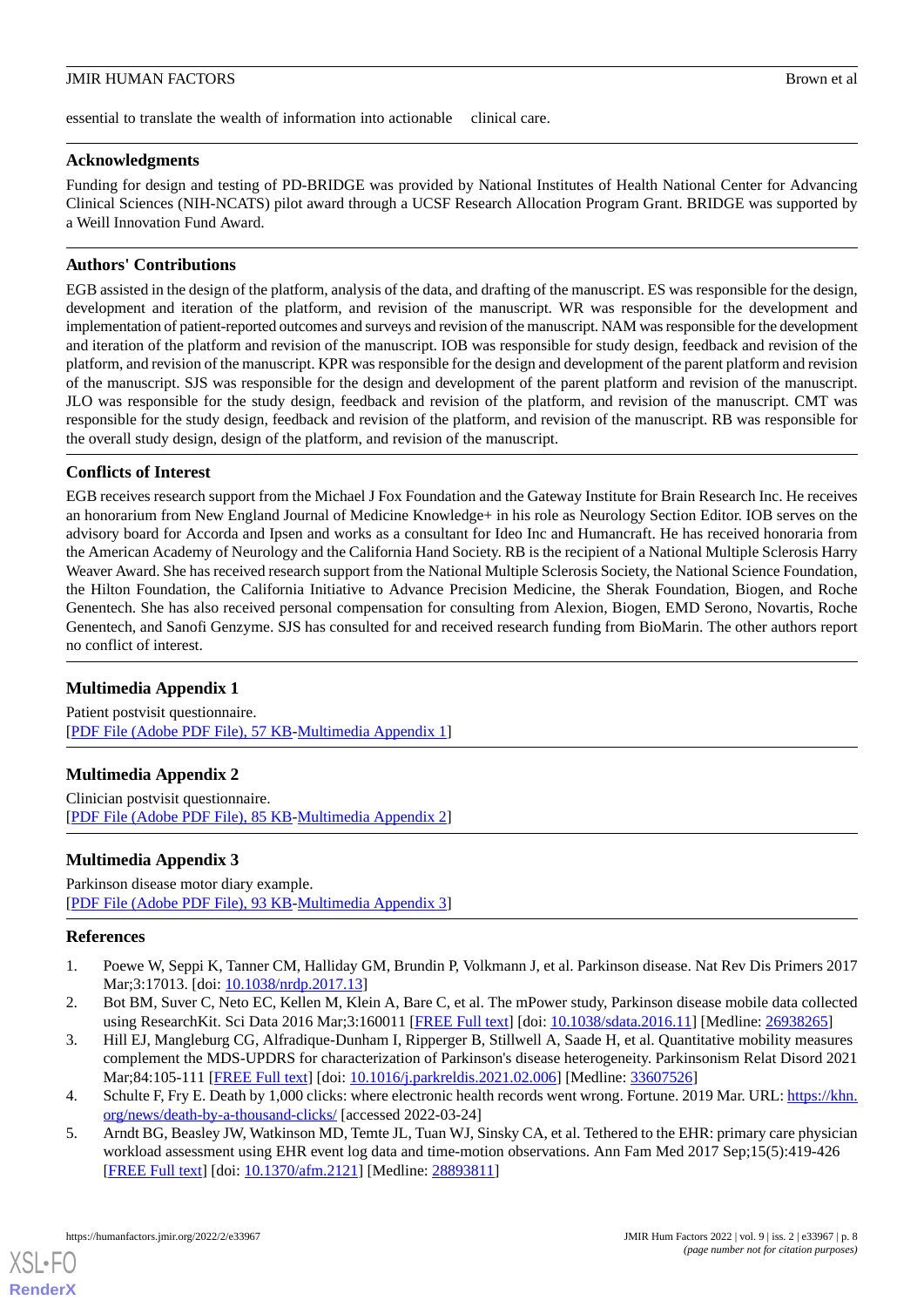essential to translate the wealth of information into actionable clinical care.

## Acknowledgments

Funding for design and testing of PD-BRIDGE was provided by National Institutes of Health National Center for Advancing Clinical Sciences (NIH-NCATS) pilot award through a UCSF Research Allocation Program Grant. BRIDGE was supported by a Weill Innovation Fund Award.

## Authors' Contributions

EGB assisted in the design of the platform, analysis of the data, and drafting of the manuscript. ES was responsible for the design, development and iteration of the platform, and revision of the manuscript. WR was responsible for the development and implementation of patient-reported outcomes and surveys and revision of the manuscript. NAM was responsible for the development and iteration of the platform and revision of the manuscript. IOB was responsible for study design, feedback and revision of the platform, and revision of the manuscript. KPR was responsible for the design and development of the parent platform and revision of the manuscript. SJS was responsible for the design and development of the parent platform and revision of the manuscript. JLO was responsible for the study design, feedback and revision of the platform, and revision of the manuscript. CMT was responsible for the study design, feedback and revision of the platform, and revision of the manuscript. RB was responsible for the overall study design, design of the platform, and revision of the manuscript.

## Conflicts of Interest

EGB receives research support from the Michael J Fox Foundation and the Gateway Institute for Brain Research Inc. He receives an honorarium from New England Journal of Medicine Knowledge+ in his role as Neurology Section Editor. IOB serves on the advisory board for Accorda and Ipsen and works as a consultant for Ideo Inc and Humancraft. He has received honoraria from the American Academy of Neurology and the California Hand Society. RB is the recipient of a National Multiple Sclerosis Harry Weaver Award. She has received research support from the National Multiple Sclerosis Society, the National Science Foundation, the Hilton Foundation, the California Initiative to Advance Precision Medicine, the Sherak Foundation, Biogen, and Roche Genentech. She has also received personal compensation for consulting from Alexion, Biogen, EMD Serono, Novartis, Roche Genentech, and Sanofi Genzyme. SJS has consulted for and received research funding from BioMarin. The other authors report no conflict of interest.

## Multimedia Appendix 1

Patient postvisit questionnaire.
[PDF File (Adobe PDF File), 57 KB-Multimedia Appendix 1]

## Multimedia Appendix 2

Clinician postvisit questionnaire.
[PDF File (Adobe PDF File), 85 KB-Multimedia Appendix 2]

## Multimedia Appendix 3

Parkinson disease motor diary example.
[PDF File (Adobe PDF File), 93 KB-Multimedia Appendix 3]

## References

1. Poewe W, Seppi K, Tanner CM, Halliday GM, Brundin P, Volkmann J, et al. Parkinson disease. Nat Rev Dis Primers 2017 Mar;3:17013. [doi: 10.1038/nrdp.2017.13]
2. Bot BM, Suver C, Neto EC, Kellen M, Klein A, Bare C, et al. The mPower study, Parkinson disease mobile data collected using ResearchKit. Sci Data 2016 Mar;3:160011 [FREE Full text] [doi: 10.1038/sdata.2016.11] [Medline: 26938265]
3. Hill EJ, Mangleburg CG, Alfradique-Dunham I, Ripperger B, Stillwell A, Saade H, et al. Quantitative mobility measures complement the MDS-UPDRS for characterization of Parkinson's disease heterogeneity. Parkinsonism Relat Disord 2021 Mar;84:105-111 [FREE Full text] [doi: 10.1016/j.parkreldis.2021.02.006] [Medline: 33607526]
4. Schulte F, Fry E. Death by 1,000 clicks: where electronic health records went wrong. Fortune. 2019 Mar. URL: https://khn.org/news/death-by-a-thousand-clicks/ [accessed 2022-03-24]
5. Arndt BG, Beasley JW, Watkinson MD, Temte JL, Tuan WJ, Sinsky CA, et al. Tethered to the EHR: primary care physician workload assessment using EHR event log data and time-motion observations. Ann Fam Med 2017 Sep;15(5):419-426 [FREE Full text] [doi: 10.1370/afm.2121] [Medline: 28893811]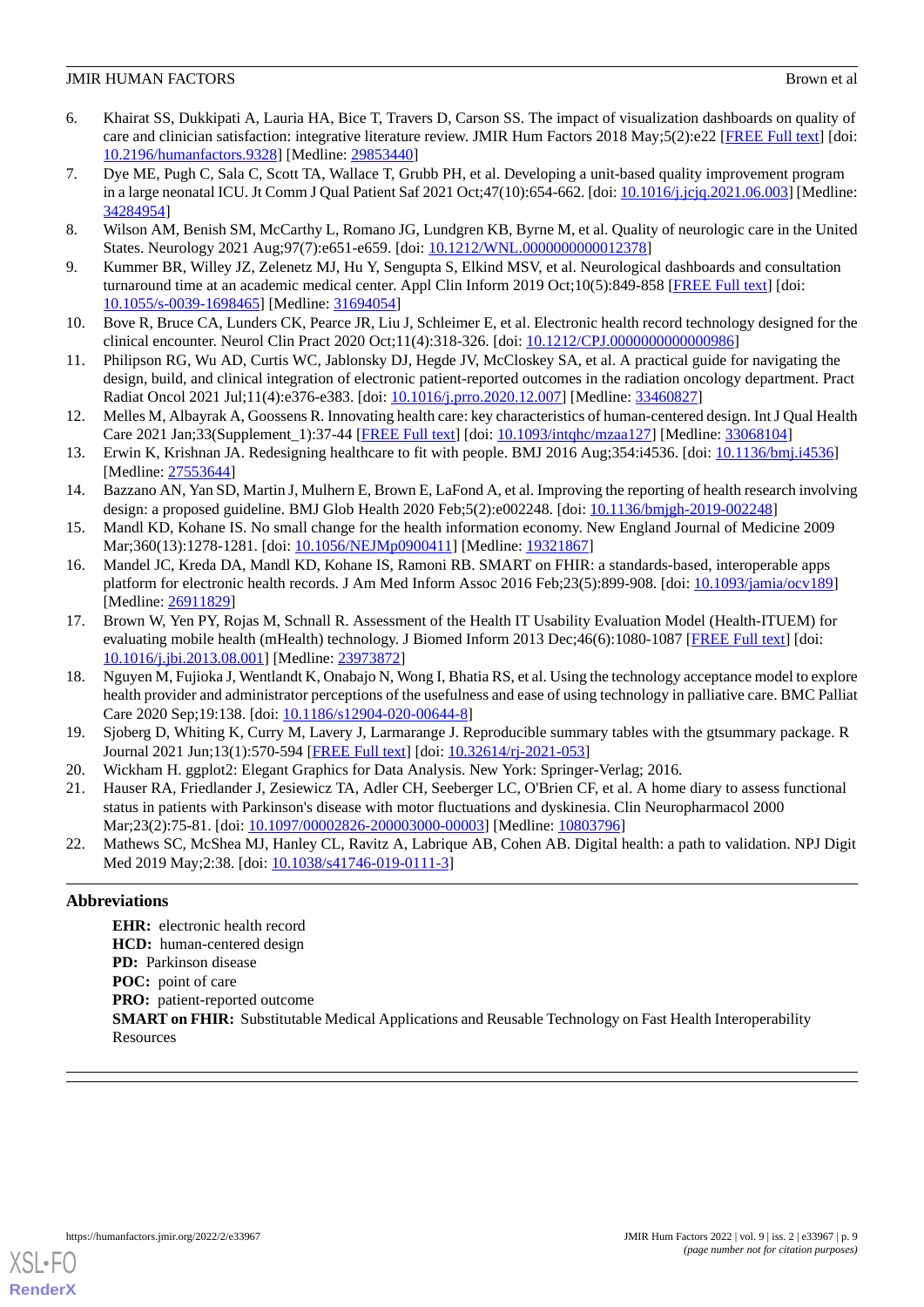6. Khairat SS, Dukkipati A, Lauria HA, Bice T, Travers D, Carson SS. The impact of visualization dashboards on quality of care and clinician satisfaction: integrative literature review. JMIR Hum Factors 2018 May;5(2):e22 [FREE Full text] [doi: 10.2196/humanfactors.9328] [Medline: 29853440]
7. Dye ME, Pugh C, Sala C, Scott TA, Wallace T, Grubb PH, et al. Developing a unit-based quality improvement program in a large neonatal ICU. Jt Comm J Qual Patient Saf 2021 Oct;47(10):654-662. [doi: 10.1016/j.jcjq.2021.06.003] [Medline: 34284954]
8. Wilson AM, Benish SM, McCarthy L, Romano JG, Lundgren KB, Byrne M, et al. Quality of neurologic care in the United States. Neurology 2021 Aug;97(7):e651-e659. [doi: 10.1212/WNL.0000000000012378]
9. Kummer BR, Willey JZ, Zelenetz MJ, Hu Y, Sengupta S, Elkind MSV, et al. Neurological dashboards and consultation turnaround time at an academic medical center. Appl Clin Inform 2019 Oct;10(5):849-858 [FREE Full text] [doi: 10.1055/s-0039-1698465] [Medline: 31694054]
10. Bove R, Bruce CA, Lunders CK, Pearce JR, Liu J, Schleimer E, et al. Electronic health record technology designed for the clinical encounter. Neurol Clin Pract 2020 Oct;11(4):318-326. [doi: 10.1212/CPJ.0000000000000986]
11. Philipson RG, Wu AD, Curtis WC, Jablonsky DJ, Hegde JV, McCloskey SA, et al. A practical guide for navigating the design, build, and clinical integration of electronic patient-reported outcomes in the radiation oncology department. Pract Radiat Oncol 2021 Jul;11(4):e376-e383. [doi: 10.1016/j.prro.2020.12.007] [Medline: 33460827]
12. Melles M, Albayrak A, Goossens R. Innovating health care: key characteristics of human-centered design. Int J Qual Health Care 2021 Jan;33(Supplement_1):37-44 [FREE Full text] [doi: 10.1093/intqhc/mzaa127] [Medline: 33068104]
13. Erwin K, Krishnan JA. Redesigning healthcare to fit with people. BMJ 2016 Aug;354:i4536. [doi: 10.1136/bmj.i4536] [Medline: 27553644]
14. Bazzano AN, Yan SD, Martin J, Mulhern E, Brown E, LaFond A, et al. Improving the reporting of health research involving design: a proposed guideline. BMJ Glob Health 2020 Feb;5(2):e002248. [doi: 10.1136/bmjgh-2019-002248]
15. Mandl KD, Kohane IS. No small change for the health information economy. New England Journal of Medicine 2009 Mar;360(13):1278-1281. [doi: 10.1056/NEJMp0900411] [Medline: 19321867]
16. Mandel JC, Kreda DA, Mandl KD, Kohane IS, Ramoni RB. SMART on FHIR: a standards-based, interoperable apps platform for electronic health records. J Am Med Inform Assoc 2016 Feb;23(5):899-908. [doi: 10.1093/jamia/ocv189] [Medline: 26911829]
17. Brown W, Yen PY, Rojas M, Schnall R. Assessment of the Health IT Usability Evaluation Model (Health-ITUEM) for evaluating mobile health (mHealth) technology. J Biomed Inform 2013 Dec;46(6):1080-1087 [FREE Full text] [doi: 10.1016/j.jbi.2013.08.001] [Medline: 23973872]
18. Nguyen M, Fujioka J, Wentlandt K, Onabajo N, Wong I, Bhatia RS, et al. Using the technology acceptance model to explore health provider and administrator perceptions of the usefulness and ease of using technology in palliative care. BMC Palliat Care 2020 Sep;19:138. [doi: 10.1186/s12904-020-00644-8]
19. Sjoberg D, Whiting K, Curry M, Lavery J, Larmarange J. Reproducible summary tables with the gtsummary package. R Journal 2021 Jun;13(1):570-594 [FREE Full text] [doi: 10.32614/rj-2021-053]
20. Wickham H. ggplot2: Elegant Graphics for Data Analysis. New York: Springer-Verlag; 2016.
21. Hauser RA, Friedlander J, Zesiewicz TA, Adler CH, Seeberger LC, O'Brien CF, et al. A home diary to assess functional status in patients with Parkinson's disease with motor fluctuations and dyskinesia. Clin Neuropharmacol 2000 Mar;23(2):75-81. [doi: 10.1097/00002826-200003000-00003] [Medline: 10803796]
22. Mathews SC, McShea MJ, Hanley CL, Ravitz A, Labrique AB, Cohen AB. Digital health: a path to validation. NPJ Digit Med 2019 May;2:38. [doi: 10.1038/s41746-019-0111-3]

## Abbreviations

**EHR:** electronic health record
**HCD:** human-centered design
**PD:** Parkinson disease
**POC:** point of care
**PRO:** patient-reported outcome
**SMART on FHIR:** Substitutable Medical Applications and Reusable Technology on Fast Health Interoperability Resources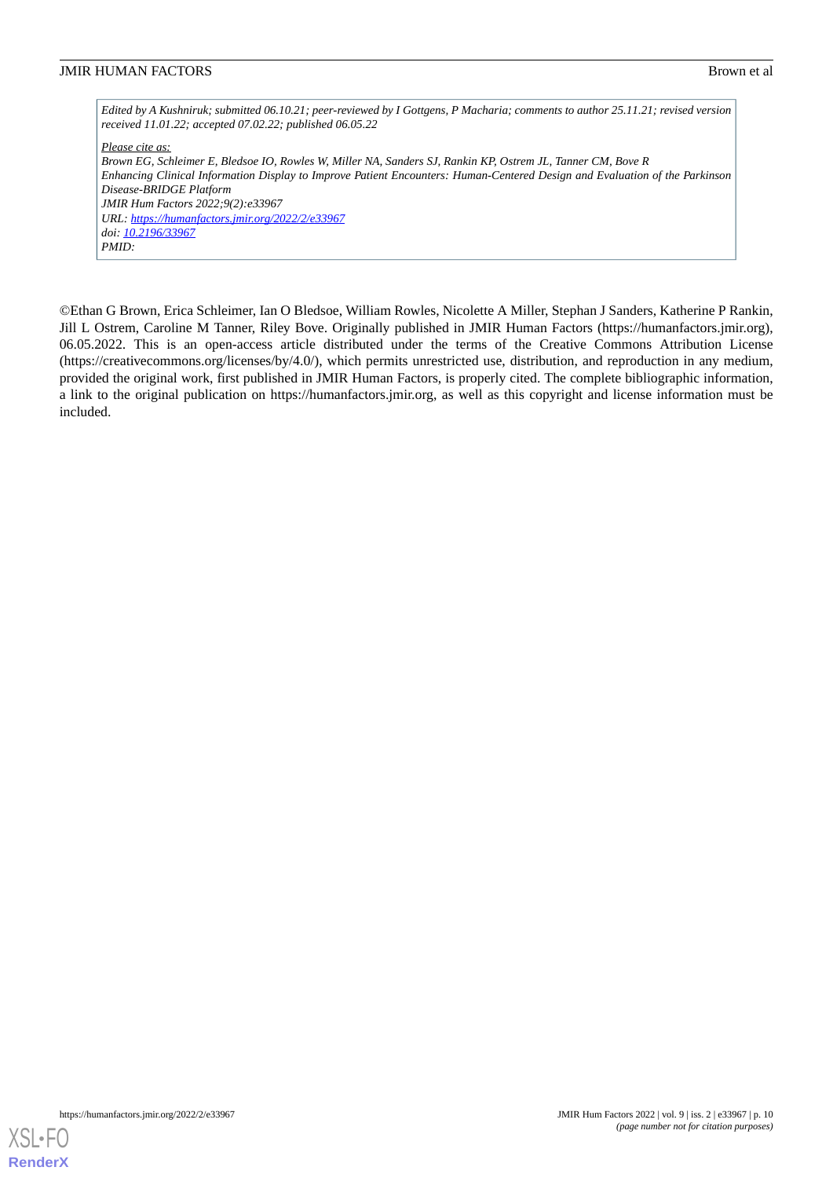*Edited by A Kushniruk; submitted 06.10.21; peer-reviewed by I Gottgens, P Macharia; comments to author 25.11.21; revised version received 11.01.22; accepted 07.02.22; published 06.05.22*

*Please cite as:*
*Brown EG, Schleimer E, Bledsoe IO, Rowles W, Miller NA, Sanders SJ, Rankin KP, Ostrem JL, Tanner CM, Bove R*
*Enhancing Clinical Information Display to Improve Patient Encounters: Human-Centered Design and Evaluation of the Parkinson Disease-BRIDGE Platform*
*JMIR Hum Factors 2022;9(2):e33967*
*URL: https://humanfactors.jmir.org/2022/2/e33967*
*doi: 10.2196/33967*
*PMID:*

©Ethan G Brown, Erica Schleimer, Ian O Bledsoe, William Rowles, Nicolette A Miller, Stephan J Sanders, Katherine P Rankin, Jill L Ostrem, Caroline M Tanner, Riley Bove. Originally published in JMIR Human Factors (https://humanfactors.jmir.org), 06.05.2022. This is an open-access article distributed under the terms of the Creative Commons Attribution License (https://creativecommons.org/licenses/by/4.0/), which permits unrestricted use, distribution, and reproduction in any medium, provided the original work, first published in JMIR Human Factors, is properly cited. The complete bibliographic information, a link to the original publication on https://humanfactors.jmir.org, as well as this copyright and license information must be included.